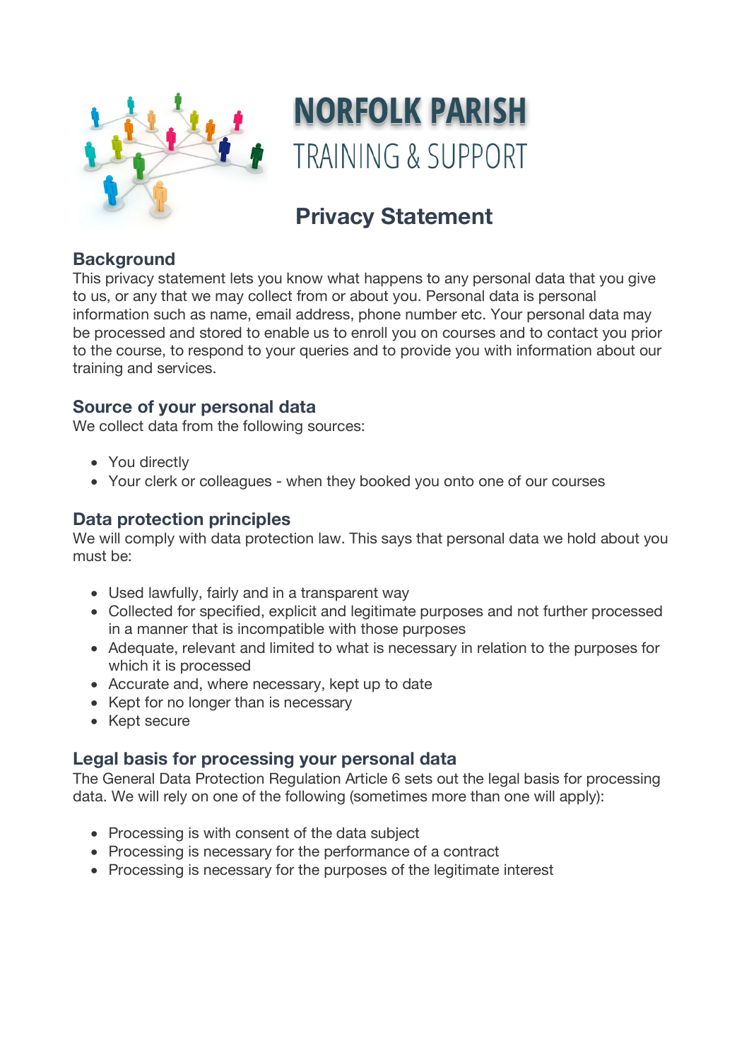# NORFOLK PARISH
TRAINING & SUPPORT

## Privacy Statement

### Background

This privacy statement lets you know what happens to any personal data that you give to us, or any that we may collect from or about you. Personal data is personal information such as name, email address, phone number etc. Your personal data may be processed and stored to enable us to enroll you on courses and to contact you prior to the course, to respond to your queries and to provide you with information about our training and services.

### Source of your personal data

We collect data from the following sources:

- You directly
- Your clerk or colleagues - when they booked you onto one of our courses

### Data protection principles

We will comply with data protection law. This says that personal data we hold about you must be:

- Used lawfully, fairly and in a transparent way
- Collected for specified, explicit and legitimate purposes and not further processed in a manner that is incompatible with those purposes
- Adequate, relevant and limited to what is necessary in relation to the purposes for which it is processed
- Accurate and, where necessary, kept up to date
- Kept for no longer than is necessary
- Kept secure

### Legal basis for processing your personal data

The General Data Protection Regulation Article 6 sets out the legal basis for processing data. We will rely on one of the following (sometimes more than one will apply):

- Processing is with consent of the data subject
- Processing is necessary for the performance of a contract
- Processing is necessary for the purposes of the legitimate interest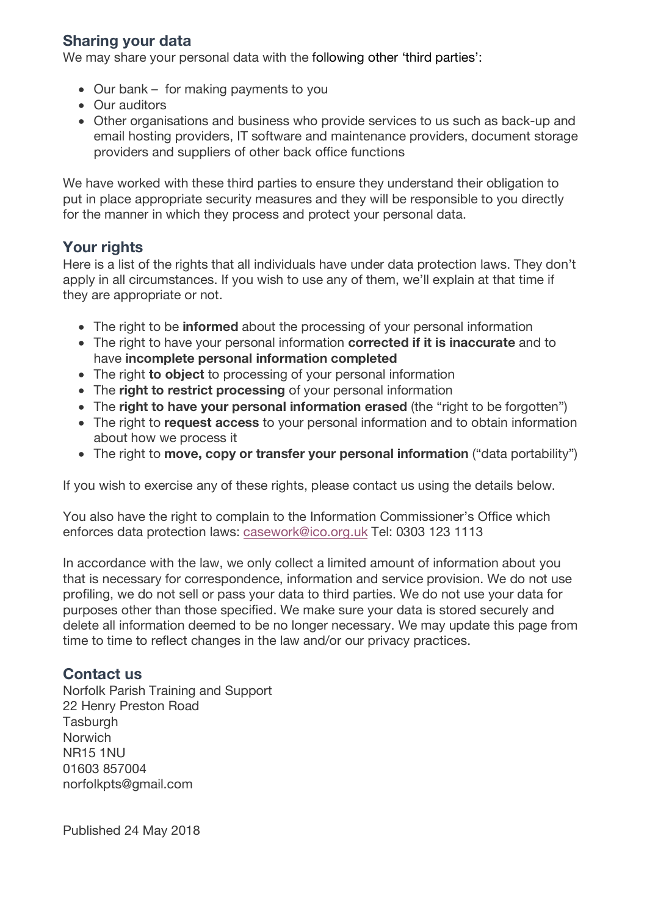## Sharing your data

We may share your personal data with the following other 'third parties':

- Our bank – for making payments to you
- Our auditors
- Other organisations and business who provide services to us such as back-up and email hosting providers, IT software and maintenance providers, document storage providers and suppliers of other back office functions

We have worked with these third parties to ensure they understand their obligation to put in place appropriate security measures and they will be responsible to you directly for the manner in which they process and protect your personal data.

## Your rights

Here is a list of the rights that all individuals have under data protection laws. They don't apply in all circumstances. If you wish to use any of them, we'll explain at that time if they are appropriate or not.

- The right to be **informed** about the processing of your personal information
- The right to have your personal information **corrected if it is inaccurate** and to have **incomplete personal information completed**
- The right **to object** to processing of your personal information
- The **right to restrict processing** of your personal information
- The **right to have your personal information erased** (the "right to be forgotten")
- The right to **request access** to your personal information and to obtain information about how we process it
- The right to **move, copy or transfer your personal information** ("data portability")

If you wish to exercise any of these rights, please contact us using the details below.

You also have the right to complain to the Information Commissioner's Office which enforces data protection laws: casework@ico.org.uk Tel: 0303 123 1113

In accordance with the law, we only collect a limited amount of information about you that is necessary for correspondence, information and service provision. We do not use profiling, we do not sell or pass your data to third parties. We do not use your data for purposes other than those specified. We make sure your data is stored securely and delete all information deemed to be no longer necessary. We may update this page from time to time to reflect changes in the law and/or our privacy practices.

## Contact us

Norfolk Parish Training and Support
22 Henry Preston Road
Tasburgh
Norwich
NR15 1NU
01603 857004
norfolkpts@gmail.com

Published 24 May 2018